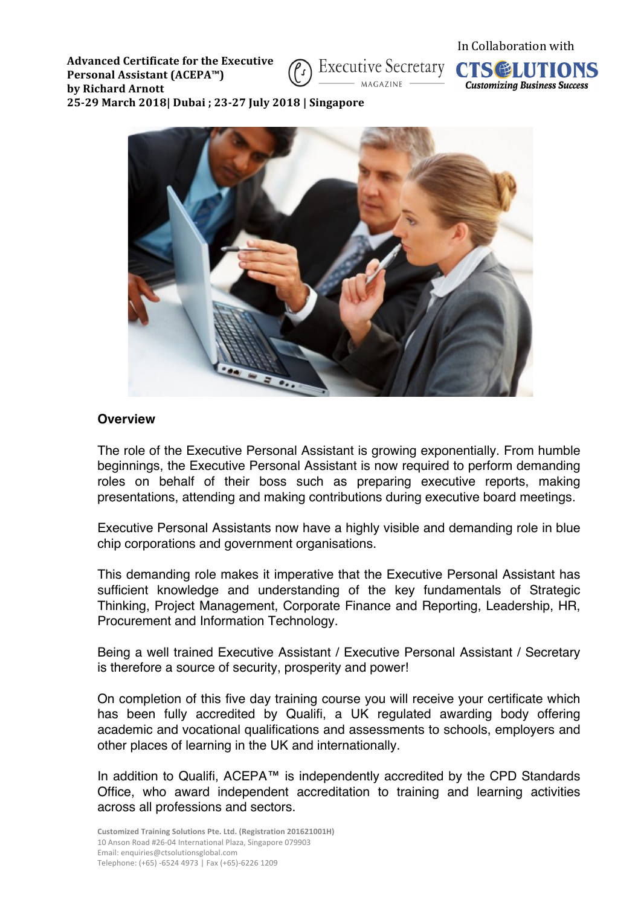**Advanced Certificate for the Executive Personal Assistant (ACEPA™) by Richard Arnott**
**25-29 March 2018| Dubai ; 23-27 July 2018 | Singapore**

In Collaboration with

Executive Secretary MAGAZINE

CTSOLUTIONS *Customizing Business Success*

## Overview

The role of the Executive Personal Assistant is growing exponentially. From humble beginnings, the Executive Personal Assistant is now required to perform demanding roles on behalf of their boss such as preparing executive reports, making presentations, attending and making contributions during executive board meetings.

Executive Personal Assistants now have a highly visible and demanding role in blue chip corporations and government organisations.

This demanding role makes it imperative that the Executive Personal Assistant has sufficient knowledge and understanding of the key fundamentals of Strategic Thinking, Project Management, Corporate Finance and Reporting, Leadership, HR, Procurement and Information Technology.

Being a well trained Executive Assistant / Executive Personal Assistant / Secretary is therefore a source of security, prosperity and power!

On completion of this five day training course you will receive your certificate which has been fully accredited by Qualifi, a UK regulated awarding body offering academic and vocational qualifications and assessments to schools, employers and other places of learning in the UK and internationally.

In addition to Qualifi, ACEPA™ is independently accredited by the CPD Standards Office, who award independent accreditation to training and learning activities across all professions and sectors.

**Customized Training Solutions Pte. Ltd. (Registration 201621001H)**
10 Anson Road #26-04 International Plaza, Singapore 079903
Email: enquiries@ctsolutionsglobal.com
Telephone: (+65) -6524 4973 | Fax (+65)-6226 1209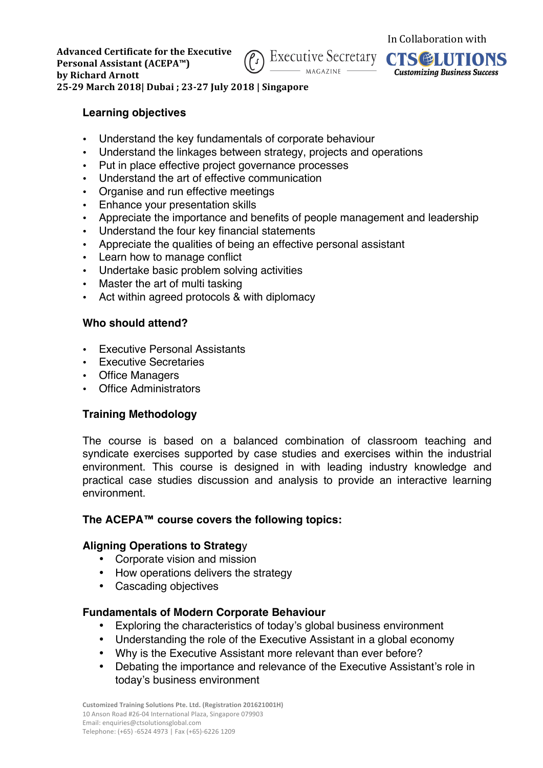### Learning objectives

- Understand the key fundamentals of corporate behaviour
- Understand the linkages between strategy, projects and operations
- Put in place effective project governance processes
- Understand the art of effective communication
- Organise and run effective meetings
- Enhance your presentation skills
- Appreciate the importance and benefits of people management and leadership
- Understand the four key financial statements
- Appreciate the qualities of being an effective personal assistant
- Learn how to manage conflict
- Undertake basic problem solving activities
- Master the art of multi tasking
- Act within agreed protocols & with diplomacy

### Who should attend?

- Executive Personal Assistants
- Executive Secretaries
- Office Managers
- Office Administrators

### Training Methodology

The course is based on a balanced combination of classroom teaching and syndicate exercises supported by case studies and exercises within the industrial environment. This course is designed in with leading industry knowledge and practical case studies discussion and analysis to provide an interactive learning environment.

### The ACEPA™ course covers the following topics:

#### Aligning Operations to Strategy

- Corporate vision and mission
- How operations delivers the strategy
- Cascading objectives

#### Fundamentals of Modern Corporate Behaviour

- Exploring the characteristics of today's global business environment
- Understanding the role of the Executive Assistant in a global economy
- Why is the Executive Assistant more relevant than ever before?
- Debating the importance and relevance of the Executive Assistant's role in today's business environment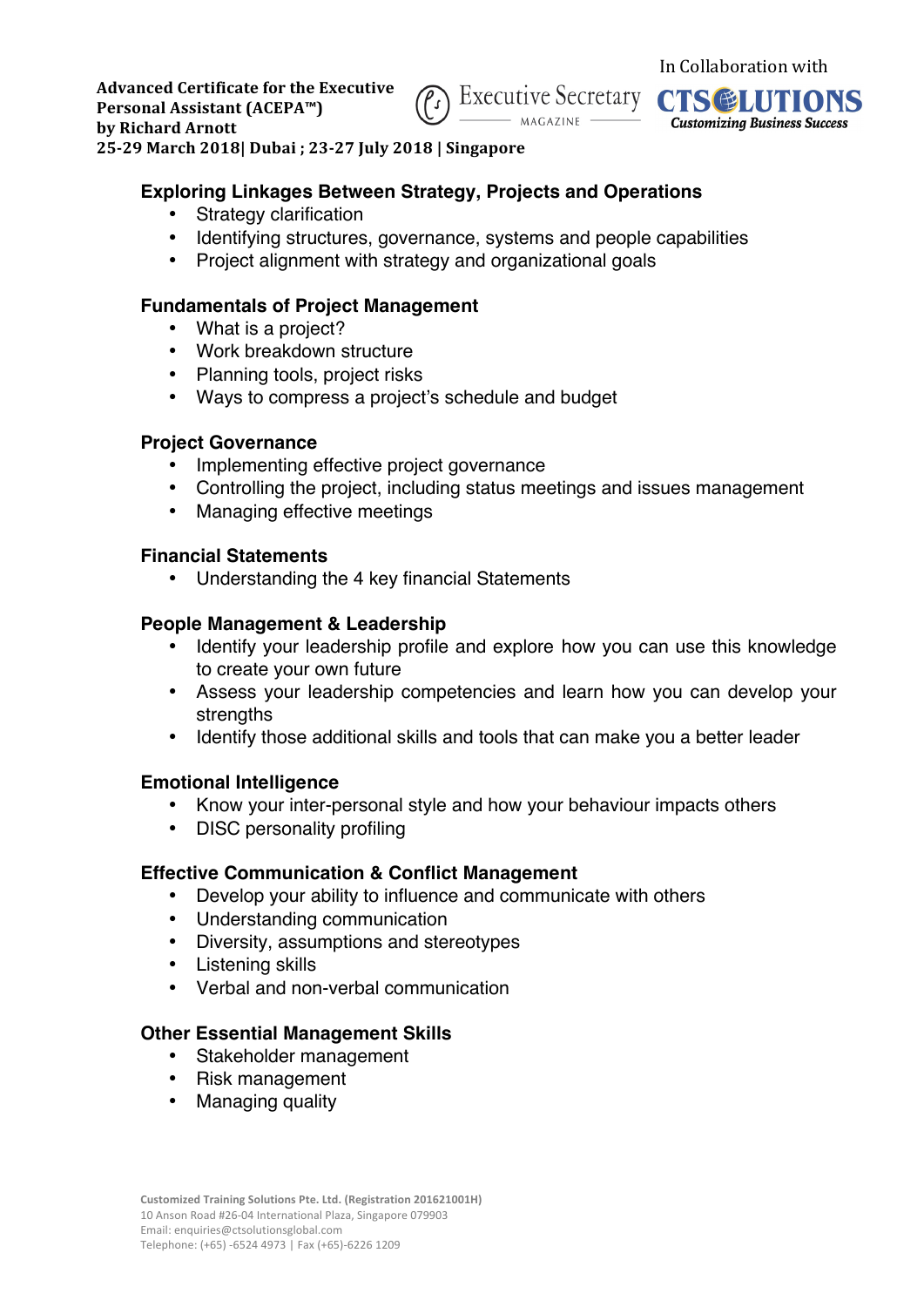## Exploring Linkages Between Strategy, Projects and Operations

- Strategy clarification
- Identifying structures, governance, systems and people capabilities
- Project alignment with strategy and organizational goals

## Fundamentals of Project Management

- What is a project?
- Work breakdown structure
- Planning tools, project risks
- Ways to compress a project's schedule and budget

## Project Governance

- Implementing effective project governance
- Controlling the project, including status meetings and issues management
- Managing effective meetings

## Financial Statements

- Understanding the 4 key financial Statements

## People Management & Leadership

- Identify your leadership profile and explore how you can use this knowledge to create your own future
- Assess your leadership competencies and learn how you can develop your strengths
- Identify those additional skills and tools that can make you a better leader

## Emotional Intelligence

- Know your inter-personal style and how your behaviour impacts others
- DISC personality profiling

## Effective Communication & Conflict Management

- Develop your ability to influence and communicate with others
- Understanding communication
- Diversity, assumptions and stereotypes
- Listening skills
- Verbal and non-verbal communication

## Other Essential Management Skills

- Stakeholder management
- Risk management
- Managing quality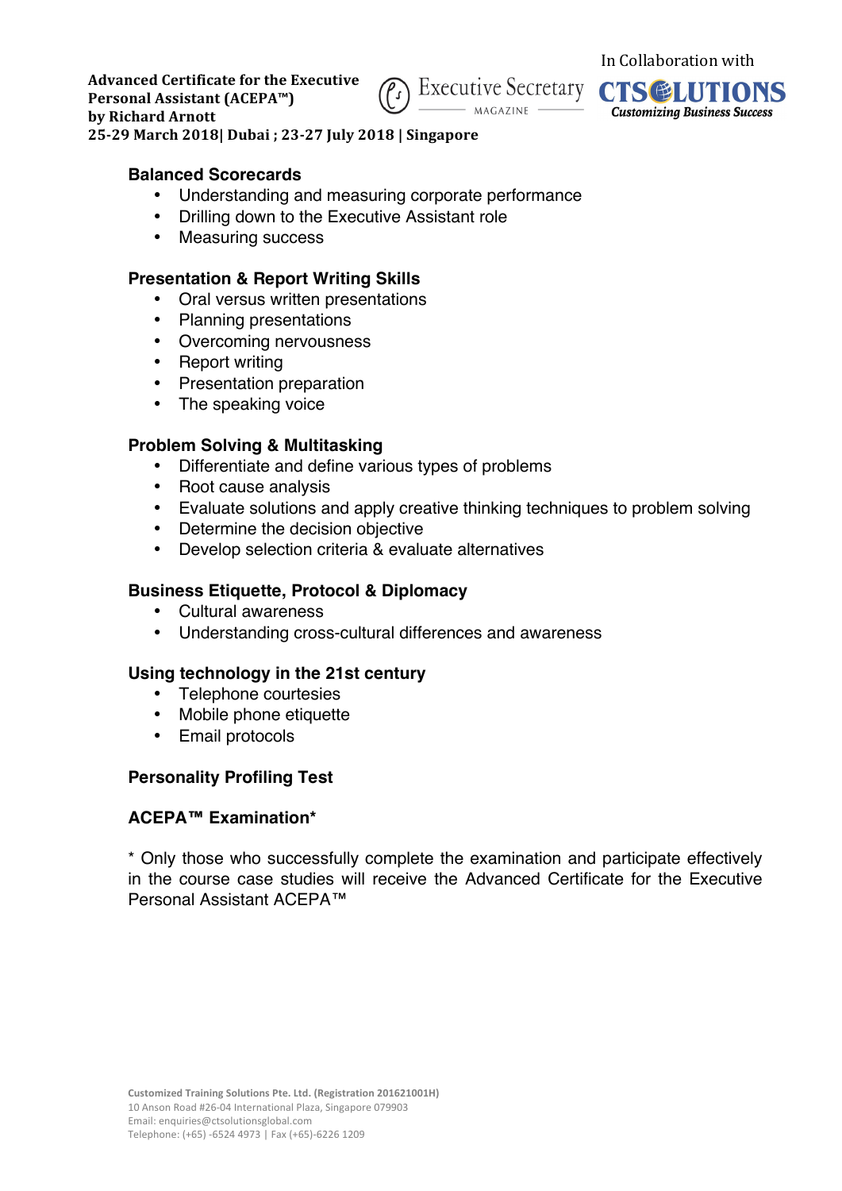### Balanced Scorecards

- Understanding and measuring corporate performance
- Drilling down to the Executive Assistant role
- Measuring success

### Presentation & Report Writing Skills

- Oral versus written presentations
- Planning presentations
- Overcoming nervousness
- Report writing
- Presentation preparation
- The speaking voice

### Problem Solving & Multitasking

- Differentiate and define various types of problems
- Root cause analysis
- Evaluate solutions and apply creative thinking techniques to problem solving
- Determine the decision objective
- Develop selection criteria & evaluate alternatives

### Business Etiquette, Protocol & Diplomacy

- Cultural awareness
- Understanding cross-cultural differences and awareness

### Using technology in the 21st century

- Telephone courtesies
- Mobile phone etiquette
- Email protocols

### Personality Profiling Test

### ACEPA™ Examination*

* Only those who successfully complete the examination and participate effectively in the course case studies will receive the Advanced Certificate for the Executive Personal Assistant ACEPA™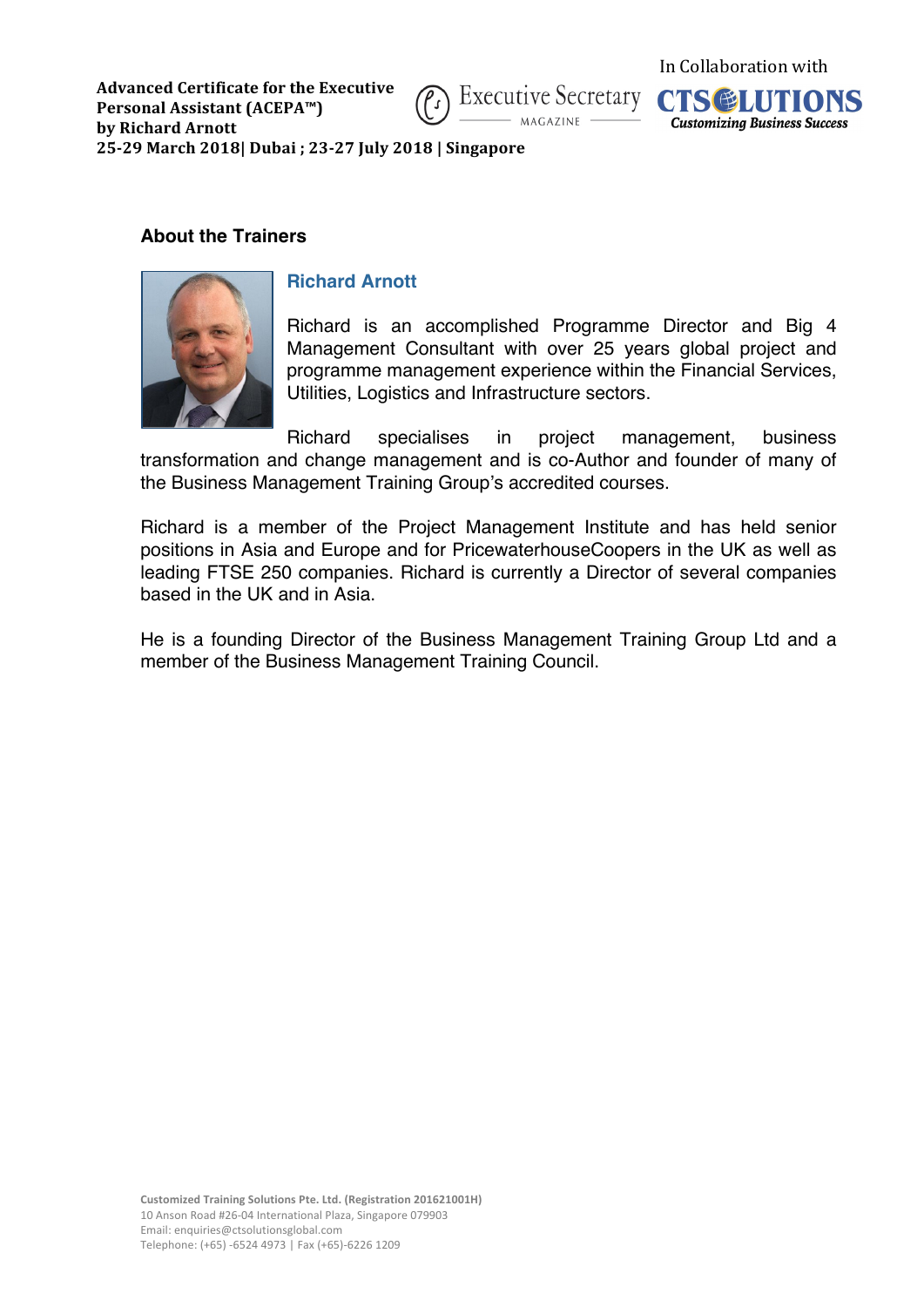## About the Trainers

### Richard Arnott

Richard is an accomplished Programme Director and Big 4 Management Consultant with over 25 years global project and programme management experience within the Financial Services, Utilities, Logistics and Infrastructure sectors.

Richard specialises in project management, business transformation and change management and is co-Author and founder of many of the Business Management Training Group's accredited courses.

Richard is a member of the Project Management Institute and has held senior positions in Asia and Europe and for PricewaterhouseCoopers in the UK as well as leading FTSE 250 companies. Richard is currently a Director of several companies based in the UK and in Asia.

He is a founding Director of the Business Management Training Group Ltd and a member of the Business Management Training Council.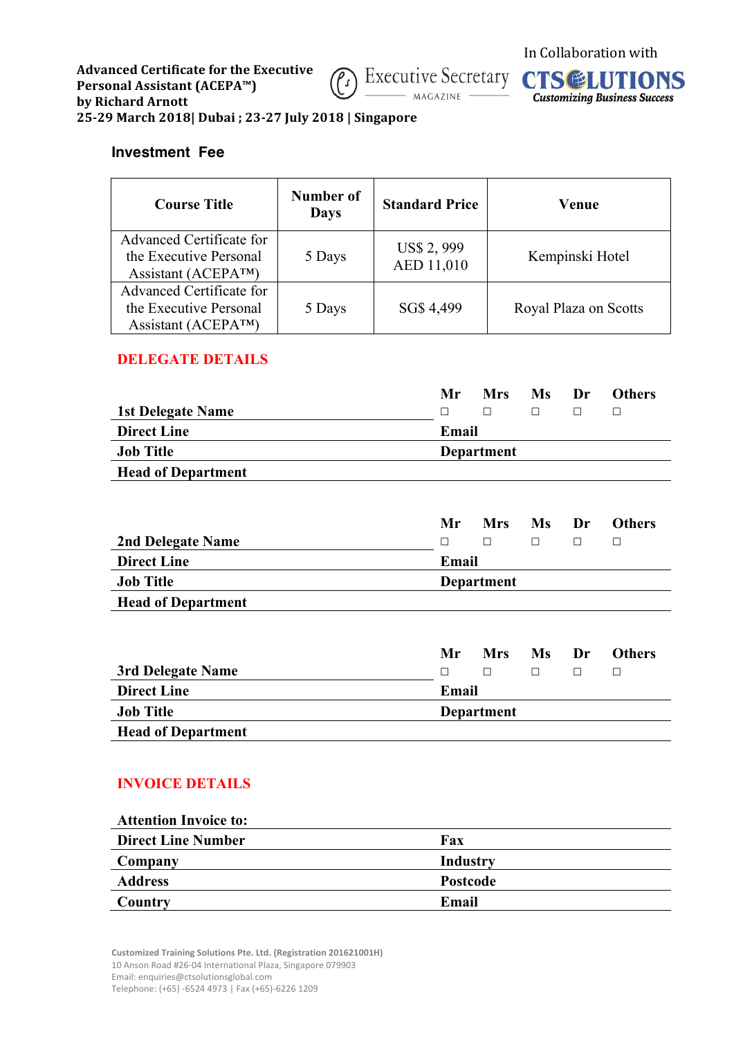**Advanced Certificate for the Executive Personal Assistant (ACEPA™)**
**by Richard Arnott**
**25-29 March 2018| Dubai ; 23-27 July 2018 | Singapore**

In Collaboration with

Executive Secretary MAGAZINE

CTSOLUTIONS
Customizing Business Success

### Investment Fee

| Course Title | Number of Days | Standard Price | Venue |
|---|---|---|---|
| Advanced Certificate for the Executive Personal Assistant (ACEPA™) | 5 Days | US$ 2, 999<br>AED 11,010 | Kempinski Hotel |
| Advanced Certificate for the Executive Personal Assistant (ACEPA™) | 5 Days | SG$ 4,499 | Royal Plaza on Scotts |

## DELEGATE DETAILS

| | Mr | Mrs | Ms | Dr | Others |
|---|---|---|---|---|---|
| **1st Delegate Name** | ☐ | ☐ | ☐ | ☐ | ☐ |

**Direct Line** | **Email**
**Job Title** | **Department**
**Head of Department**

| | Mr | Mrs | Ms | Dr | Others |
|---|---|---|---|---|---|
| **2nd Delegate Name** | ☐ | ☐ | ☐ | ☐ | ☐ |

**Direct Line** | **Email**
**Job Title** | **Department**
**Head of Department**

| | Mr | Mrs | Ms | Dr | Others |
|---|---|---|---|---|---|
| **3rd Delegate Name** | ☐ | ☐ | ☐ | ☐ | ☐ |

**Direct Line** | **Email**
**Job Title** | **Department**
**Head of Department**

## INVOICE DETAILS

**Attention Invoice to:**
**Direct Line Number** | **Fax**
**Company** | **Industry**
**Address** | **Postcode**
**Country** | **Email**

**Customized Training Solutions Pte. Ltd. (Registration 201621001H)**
10 Anson Road #26-04 International Plaza, Singapore 079903
Email: enquiries@ctsolutionsglobal.com
Telephone: (+65) -6524 4973 | Fax (+65)-6226 1209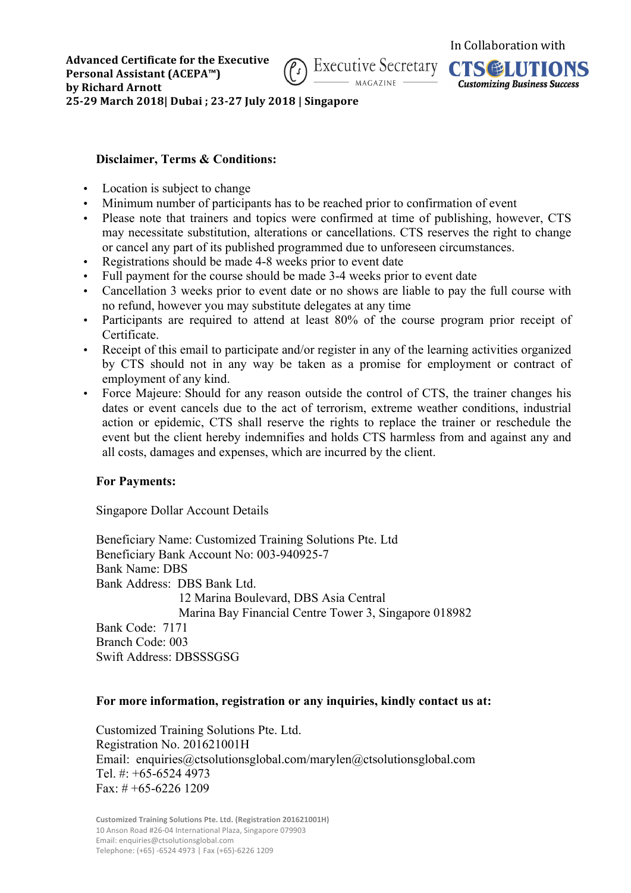**Disclaimer, Terms & Conditions:**

- Location is subject to change
- Minimum number of participants has to be reached prior to confirmation of event
- Please note that trainers and topics were confirmed at time of publishing, however, CTS may necessitate substitution, alterations or cancellations. CTS reserves the right to change or cancel any part of its published programmed due to unforeseen circumstances.
- Registrations should be made 4-8 weeks prior to event date
- Full payment for the course should be made 3-4 weeks prior to event date
- Cancellation 3 weeks prior to event date or no shows are liable to pay the full course with no refund, however you may substitute delegates at any time
- Participants are required to attend at least 80% of the course program prior receipt of Certificate.
- Receipt of this email to participate and/or register in any of the learning activities organized by CTS should not in any way be taken as a promise for employment or contract of employment of any kind.
- Force Majeure: Should for any reason outside the control of CTS, the trainer changes his dates or event cancels due to the act of terrorism, extreme weather conditions, industrial action or epidemic, CTS shall reserve the rights to replace the trainer or reschedule the event but the client hereby indemnifies and holds CTS harmless from and against any and all costs, damages and expenses, which are incurred by the client.

**For Payments:**

Singapore Dollar Account Details

Beneficiary Name: Customized Training Solutions Pte. Ltd
Beneficiary Bank Account No: 003-940925-7
Bank Name: DBS
Bank Address: DBS Bank Ltd.
12 Marina Boulevard, DBS Asia Central
Marina Bay Financial Centre Tower 3, Singapore 018982
Bank Code: 7171
Branch Code: 003
Swift Address: DBSSSGSG

**For more information, registration or any inquiries, kindly contact us at:**

Customized Training Solutions Pte. Ltd.
Registration No. 201621001H
Email: enquiries@ctsolutionsglobal.com/marylen@ctsolutionsglobal.com
Tel. #: +65-6524 4973
Fax: # +65-6226 1209